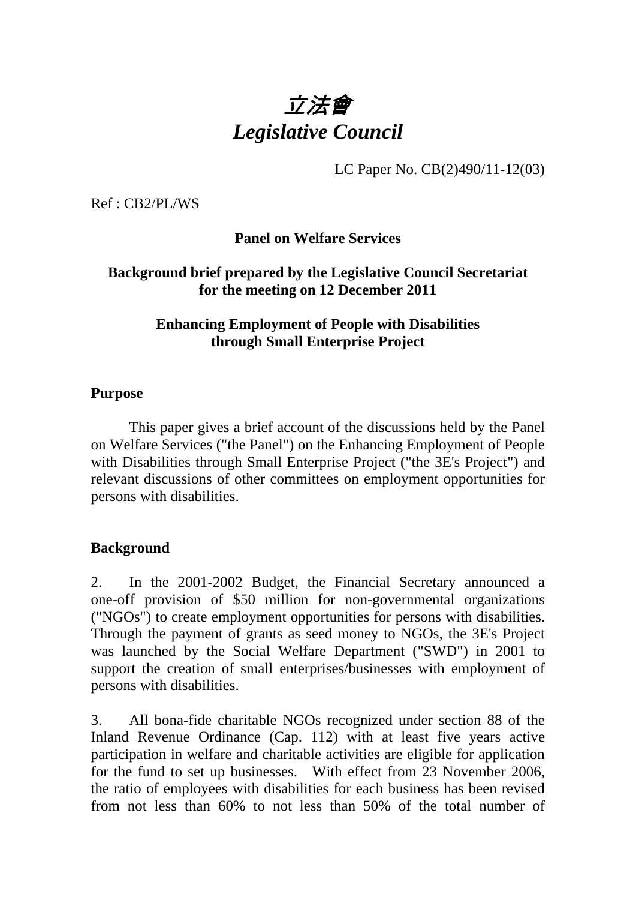# *立法會*
# *Legislative Council*

LC Paper No. CB(2)490/11-12(03)

Ref : CB2/PL/WS

**Panel on Welfare Services**

**Background brief prepared by the Legislative Council Secretariat for the meeting on 12 December 2011**

**Enhancing Employment of People with Disabilities through Small Enterprise Project**

## Purpose

This paper gives a brief account of the discussions held by the Panel on Welfare Services ("the Panel") on the Enhancing Employment of People with Disabilities through Small Enterprise Project ("the 3E's Project") and relevant discussions of other committees on employment opportunities for persons with disabilities.

## Background

2. In the 2001-2002 Budget, the Financial Secretary announced a one-off provision of $50 million for non-governmental organizations ("NGOs") to create employment opportunities for persons with disabilities. Through the payment of grants as seed money to NGOs, the 3E's Project was launched by the Social Welfare Department ("SWD") in 2001 to support the creation of small enterprises/businesses with employment of persons with disabilities.

3. All bona-fide charitable NGOs recognized under section 88 of the Inland Revenue Ordinance (Cap. 112) with at least five years active participation in welfare and charitable activities are eligible for application for the fund to set up businesses. With effect from 23 November 2006, the ratio of employees with disabilities for each business has been revised from not less than 60% to not less than 50% of the total number of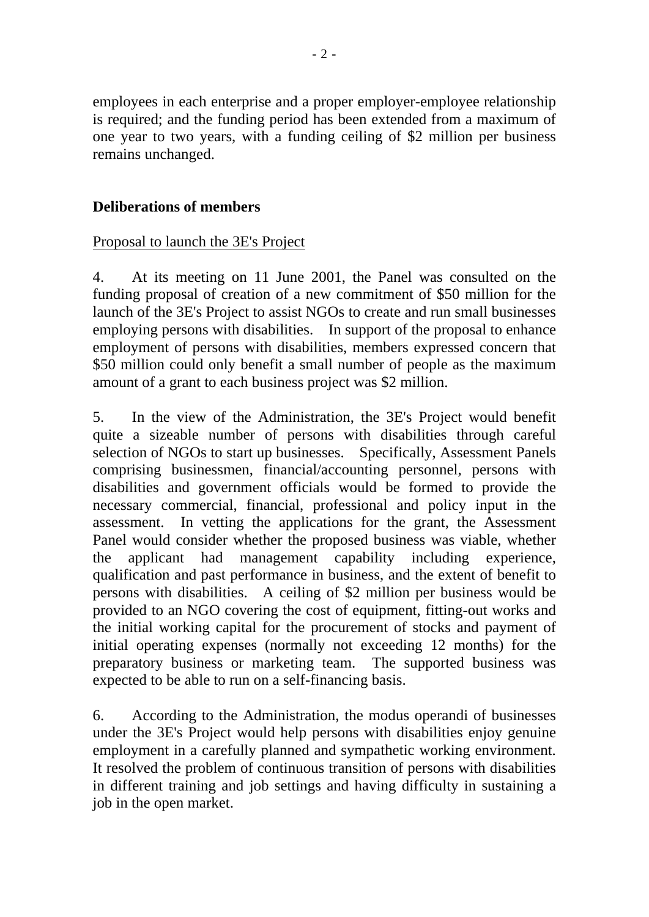employees in each enterprise and a proper employer-employee relationship is required; and the funding period has been extended from a maximum of one year to two years, with a funding ceiling of $2 million per business remains unchanged.

**Deliberations of members**

Proposal to launch the 3E's Project

4. At its meeting on 11 June 2001, the Panel was consulted on the funding proposal of creation of a new commitment of $50 million for the launch of the 3E's Project to assist NGOs to create and run small businesses employing persons with disabilities. In support of the proposal to enhance employment of persons with disabilities, members expressed concern that $50 million could only benefit a small number of people as the maximum amount of a grant to each business project was $2 million.

5. In the view of the Administration, the 3E's Project would benefit quite a sizeable number of persons with disabilities through careful selection of NGOs to start up businesses. Specifically, Assessment Panels comprising businessmen, financial/accounting personnel, persons with disabilities and government officials would be formed to provide the necessary commercial, financial, professional and policy input in the assessment. In vetting the applications for the grant, the Assessment Panel would consider whether the proposed business was viable, whether the applicant had management capability including experience, qualification and past performance in business, and the extent of benefit to persons with disabilities. A ceiling of $2 million per business would be provided to an NGO covering the cost of equipment, fitting-out works and the initial working capital for the procurement of stocks and payment of initial operating expenses (normally not exceeding 12 months) for the preparatory business or marketing team. The supported business was expected to be able to run on a self-financing basis.

6. According to the Administration, the modus operandi of businesses under the 3E's Project would help persons with disabilities enjoy genuine employment in a carefully planned and sympathetic working environment. It resolved the problem of continuous transition of persons with disabilities in different training and job settings and having difficulty in sustaining a job in the open market.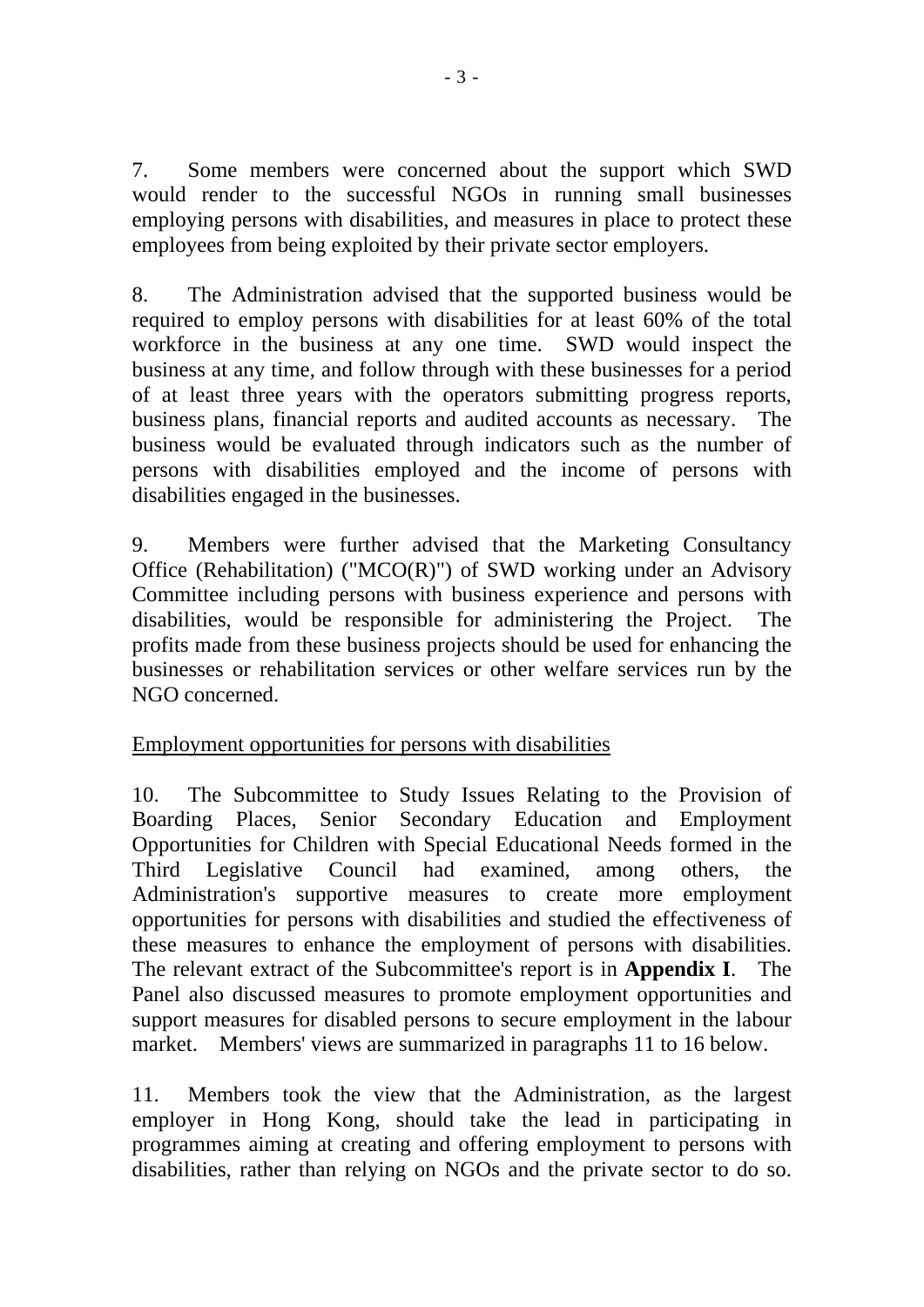7. Some members were concerned about the support which SWD would render to the successful NGOs in running small businesses employing persons with disabilities, and measures in place to protect these employees from being exploited by their private sector employers.

8. The Administration advised that the supported business would be required to employ persons with disabilities for at least 60% of the total workforce in the business at any one time. SWD would inspect the business at any time, and follow through with these businesses for a period of at least three years with the operators submitting progress reports, business plans, financial reports and audited accounts as necessary. The business would be evaluated through indicators such as the number of persons with disabilities employed and the income of persons with disabilities engaged in the businesses.

9. Members were further advised that the Marketing Consultancy Office (Rehabilitation) ("MCO(R)") of SWD working under an Advisory Committee including persons with business experience and persons with disabilities, would be responsible for administering the Project. The profits made from these business projects should be used for enhancing the businesses or rehabilitation services or other welfare services run by the NGO concerned.

Employment opportunities for persons with disabilities

10. The Subcommittee to Study Issues Relating to the Provision of Boarding Places, Senior Secondary Education and Employment Opportunities for Children with Special Educational Needs formed in the Third Legislative Council had examined, among others, the Administration's supportive measures to create more employment opportunities for persons with disabilities and studied the effectiveness of these measures to enhance the employment of persons with disabilities. The relevant extract of the Subcommittee's report is in **Appendix I**. The Panel also discussed measures to promote employment opportunities and support measures for disabled persons to secure employment in the labour market. Members' views are summarized in paragraphs 11 to 16 below.

11. Members took the view that the Administration, as the largest employer in Hong Kong, should take the lead in participating in programmes aiming at creating and offering employment to persons with disabilities, rather than relying on NGOs and the private sector to do so.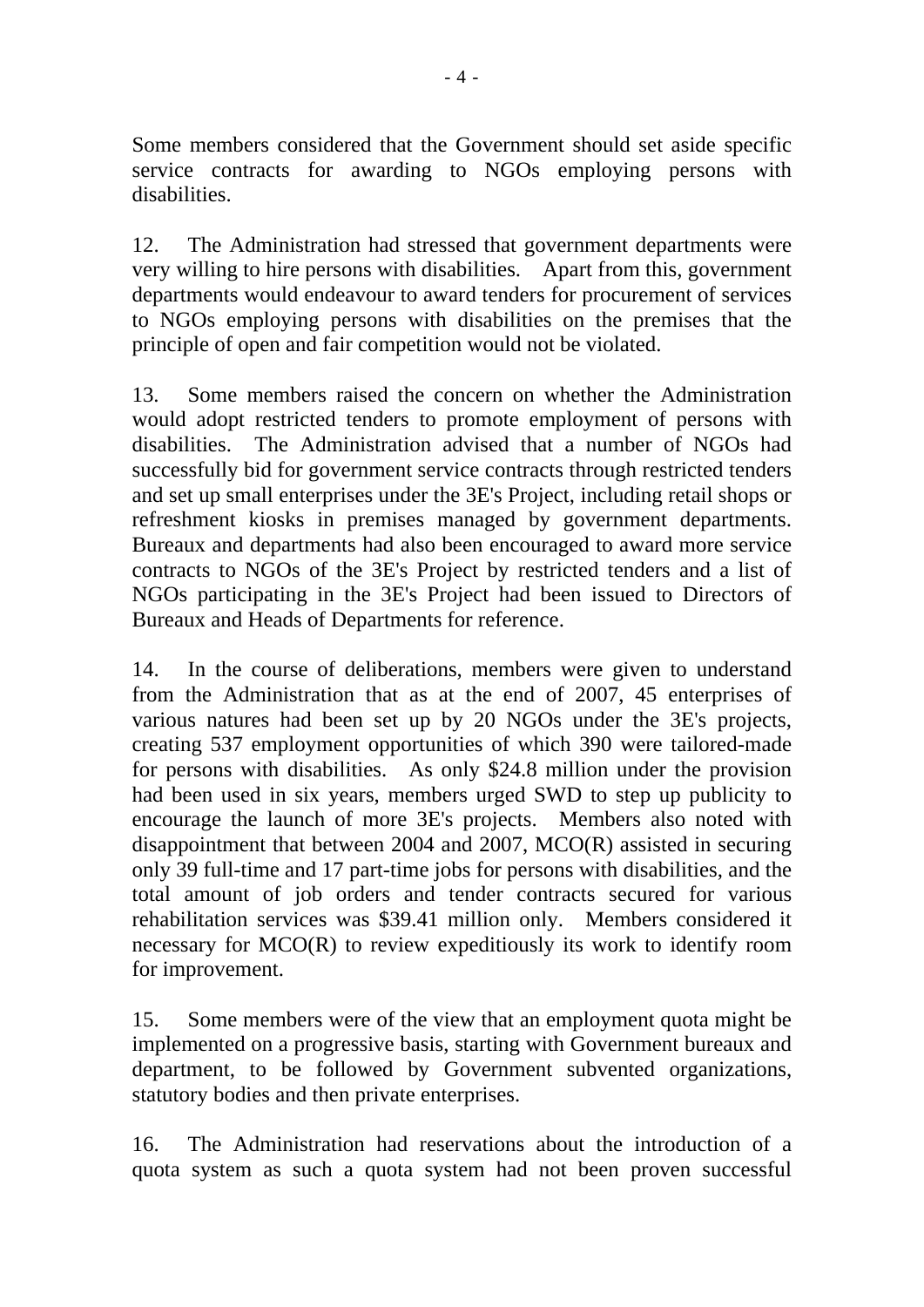Some members considered that the Government should set aside specific service contracts for awarding to NGOs employing persons with disabilities.

12. The Administration had stressed that government departments were very willing to hire persons with disabilities. Apart from this, government departments would endeavour to award tenders for procurement of services to NGOs employing persons with disabilities on the premises that the principle of open and fair competition would not be violated.

13. Some members raised the concern on whether the Administration would adopt restricted tenders to promote employment of persons with disabilities. The Administration advised that a number of NGOs had successfully bid for government service contracts through restricted tenders and set up small enterprises under the 3E's Project, including retail shops or refreshment kiosks in premises managed by government departments. Bureaux and departments had also been encouraged to award more service contracts to NGOs of the 3E's Project by restricted tenders and a list of NGOs participating in the 3E's Project had been issued to Directors of Bureaux and Heads of Departments for reference.

14. In the course of deliberations, members were given to understand from the Administration that as at the end of 2007, 45 enterprises of various natures had been set up by 20 NGOs under the 3E's projects, creating 537 employment opportunities of which 390 were tailored-made for persons with disabilities. As only $24.8 million under the provision had been used in six years, members urged SWD to step up publicity to encourage the launch of more 3E's projects. Members also noted with disappointment that between 2004 and 2007, MCO(R) assisted in securing only 39 full-time and 17 part-time jobs for persons with disabilities, and the total amount of job orders and tender contracts secured for various rehabilitation services was $39.41 million only. Members considered it necessary for MCO(R) to review expeditiously its work to identify room for improvement.

15. Some members were of the view that an employment quota might be implemented on a progressive basis, starting with Government bureaux and department, to be followed by Government subvented organizations, statutory bodies and then private enterprises.

16. The Administration had reservations about the introduction of a quota system as such a quota system had not been proven successful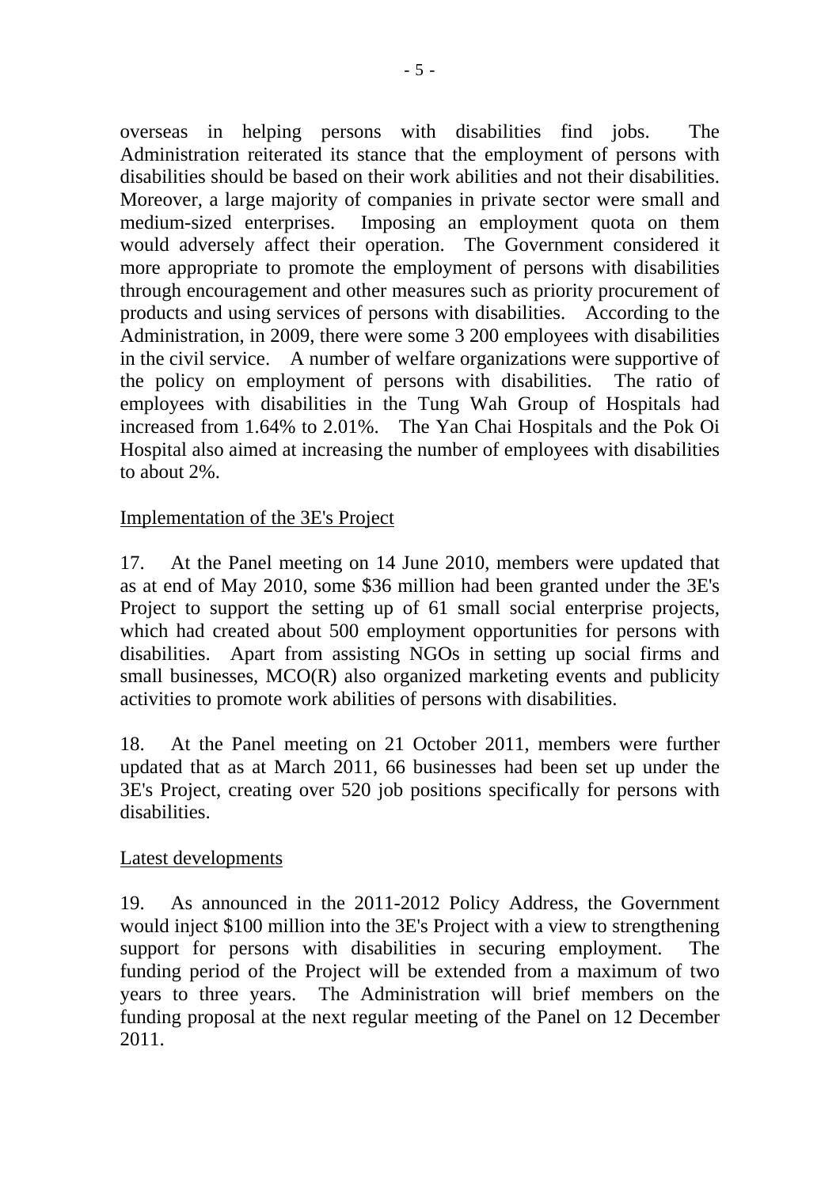overseas in helping persons with disabilities find jobs. The Administration reiterated its stance that the employment of persons with disabilities should be based on their work abilities and not their disabilities. Moreover, a large majority of companies in private sector were small and medium-sized enterprises. Imposing an employment quota on them would adversely affect their operation. The Government considered it more appropriate to promote the employment of persons with disabilities through encouragement and other measures such as priority procurement of products and using services of persons with disabilities. According to the Administration, in 2009, there were some 3 200 employees with disabilities in the civil service. A number of welfare organizations were supportive of the policy on employment of persons with disabilities. The ratio of employees with disabilities in the Tung Wah Group of Hospitals had increased from 1.64% to 2.01%. The Yan Chai Hospitals and the Pok Oi Hospital also aimed at increasing the number of employees with disabilities to about 2%.

Implementation of the 3E's Project

17. At the Panel meeting on 14 June 2010, members were updated that as at end of May 2010, some $36 million had been granted under the 3E's Project to support the setting up of 61 small social enterprise projects, which had created about 500 employment opportunities for persons with disabilities. Apart from assisting NGOs in setting up social firms and small businesses, MCO(R) also organized marketing events and publicity activities to promote work abilities of persons with disabilities.

18. At the Panel meeting on 21 October 2011, members were further updated that as at March 2011, 66 businesses had been set up under the 3E's Project, creating over 520 job positions specifically for persons with disabilities.

Latest developments

19. As announced in the 2011-2012 Policy Address, the Government would inject $100 million into the 3E's Project with a view to strengthening support for persons with disabilities in securing employment. The funding period of the Project will be extended from a maximum of two years to three years. The Administration will brief members on the funding proposal at the next regular meeting of the Panel on 12 December 2011.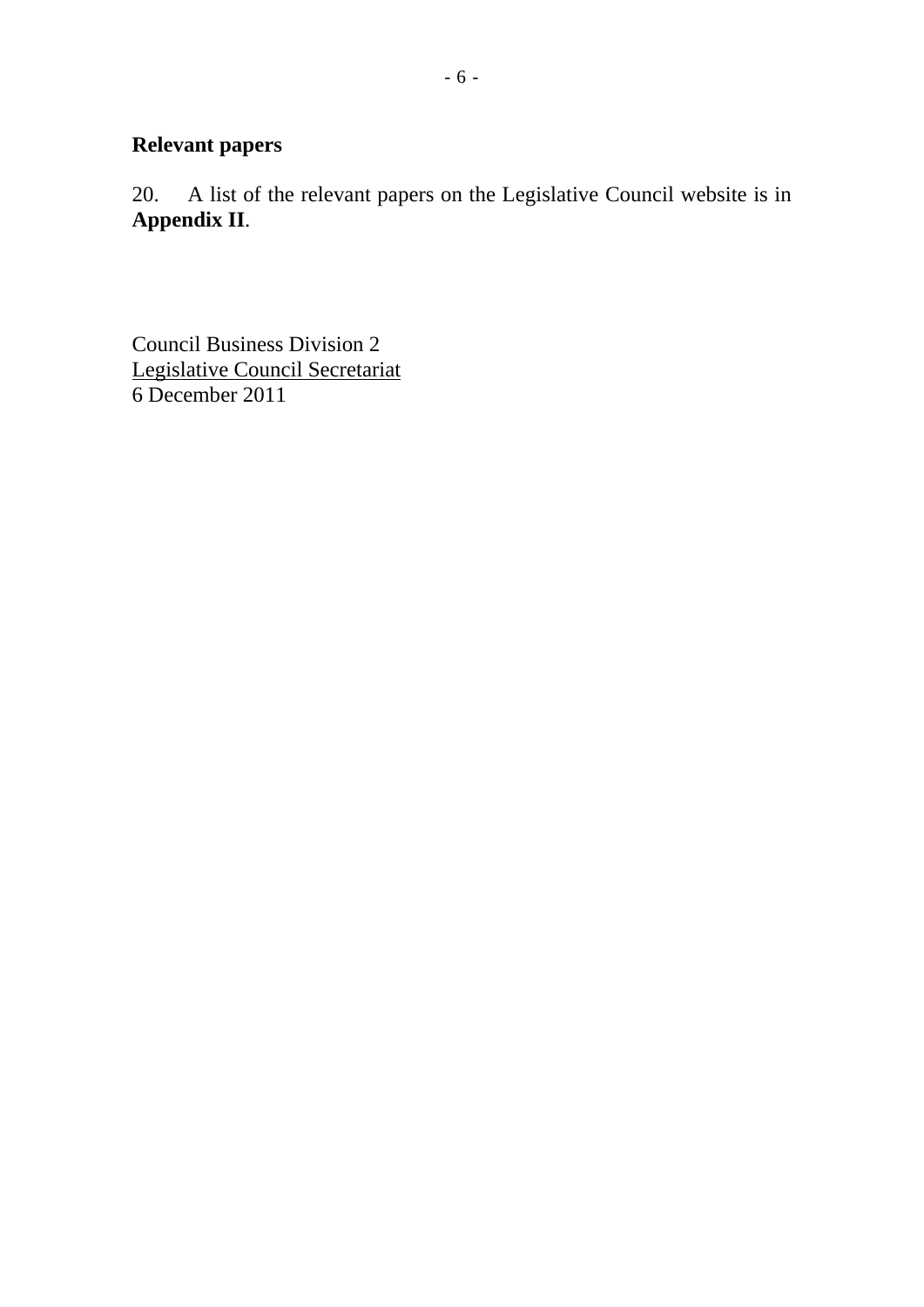## Relevant papers

20. A list of the relevant papers on the Legislative Council website is in **Appendix II**.

Council Business Division 2
Legislative Council Secretariat
6 December 2011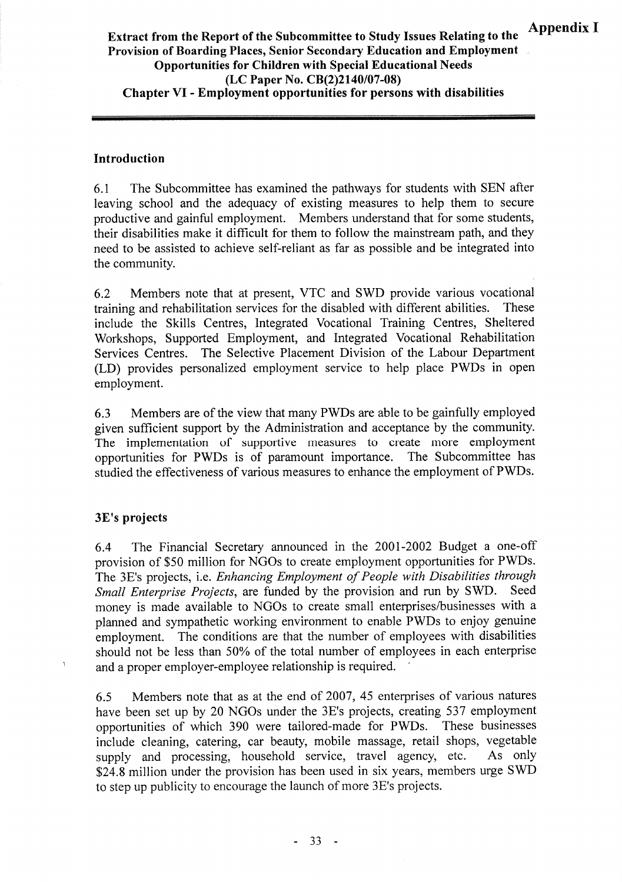**Appendix I**

**Extract from the Report of the Subcommittee to Study Issues Relating to the Provision of Boarding Places, Senior Secondary Education and Employment Opportunities for Children with Special Educational Needs (LC Paper No. CB(2)2140/07-08)**
**Chapter VI - Employment opportunities for persons with disabilities**

---

## Introduction

6.1 The Subcommittee has examined the pathways for students with SEN after leaving school and the adequacy of existing measures to help them to secure productive and gainful employment. Members understand that for some students, their disabilities make it difficult for them to follow the mainstream path, and they need to be assisted to achieve self-reliant as far as possible and be integrated into the community.

6.2 Members note that at present, VTC and SWD provide various vocational training and rehabilitation services for the disabled with different abilities. These include the Skills Centres, Integrated Vocational Training Centres, Sheltered Workshops, Supported Employment, and Integrated Vocational Rehabilitation Services Centres. The Selective Placement Division of the Labour Department (LD) provides personalized employment service to help place PWDs in open employment.

6.3 Members are of the view that many PWDs are able to be gainfully employed given sufficient support by the Administration and acceptance by the community. The implementation of supportive measures to create more employment opportunities for PWDs is of paramount importance. The Subcommittee has studied the effectiveness of various measures to enhance the employment of PWDs.

## 3E's projects

6.4 The Financial Secretary announced in the 2001-2002 Budget a one-off provision of $50 million for NGOs to create employment opportunities for PWDs. The 3E's projects, i.e. *Enhancing Employment of People with Disabilities through Small Enterprise Projects*, are funded by the provision and run by SWD. Seed money is made available to NGOs to create small enterprises/businesses with a planned and sympathetic working environment to enable PWDs to enjoy genuine employment. The conditions are that the number of employees with disabilities should not be less than 50% of the total number of employees in each enterprise and a proper employer-employee relationship is required.

6.5 Members note that as at the end of 2007, 45 enterprises of various natures have been set up by 20 NGOs under the 3E's projects, creating 537 employment opportunities of which 390 were tailored-made for PWDs. These businesses include cleaning, catering, car beauty, mobile massage, retail shops, vegetable supply and processing, household service, travel agency, etc. As only $24.8 million under the provision has been used in six years, members urge SWD to step up publicity to encourage the launch of more 3E's projects.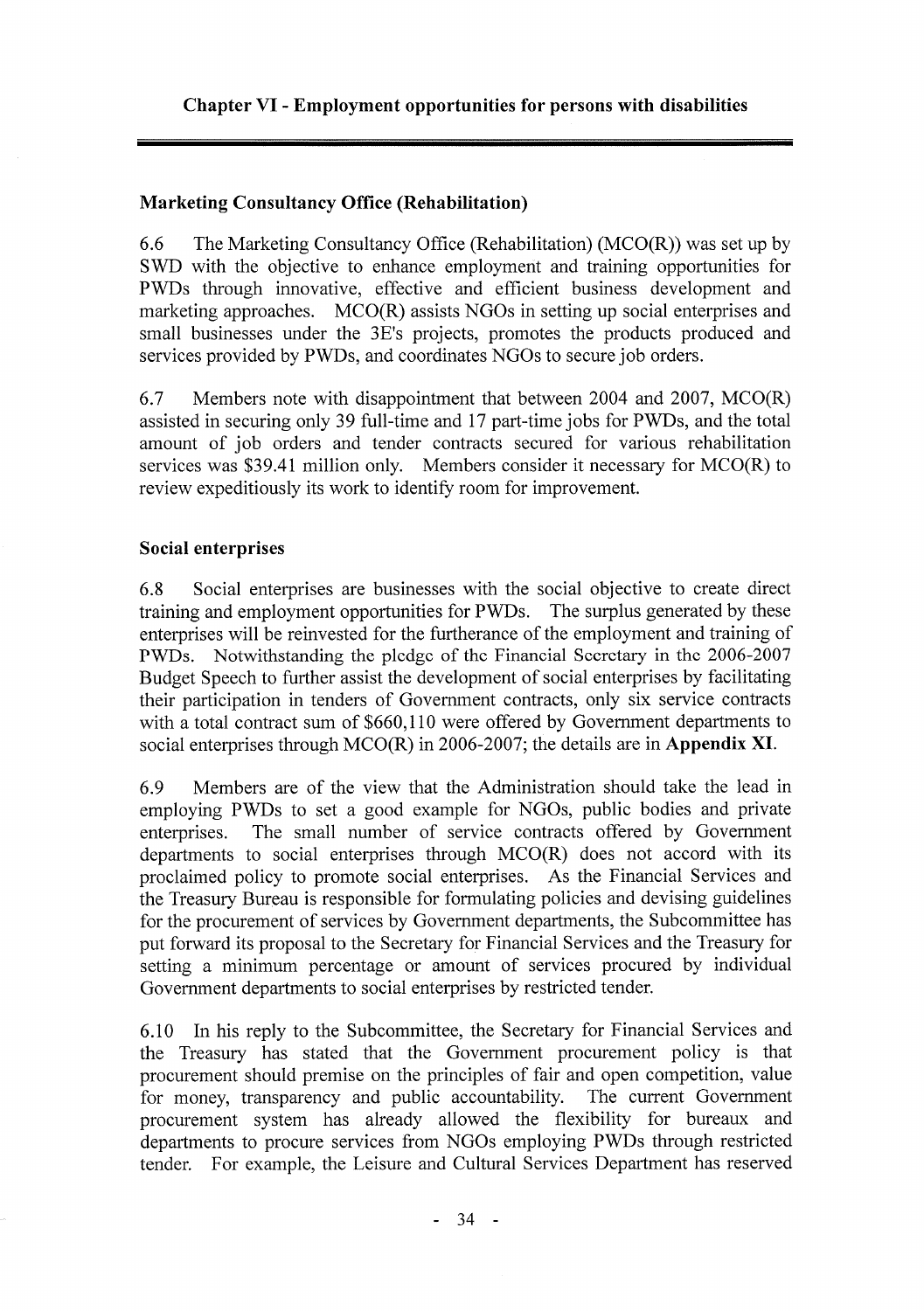## Chapter VI - Employment opportunities for persons with disabilities

### Marketing Consultancy Office (Rehabilitation)

6.6 The Marketing Consultancy Office (Rehabilitation) (MCO(R)) was set up by SWD with the objective to enhance employment and training opportunities for PWDs through innovative, effective and efficient business development and marketing approaches. MCO(R) assists NGOs in setting up social enterprises and small businesses under the 3E's projects, promotes the products produced and services provided by PWDs, and coordinates NGOs to secure job orders.

6.7 Members note with disappointment that between 2004 and 2007, MCO(R) assisted in securing only 39 full-time and 17 part-time jobs for PWDs, and the total amount of job orders and tender contracts secured for various rehabilitation services was $39.41 million only. Members consider it necessary for MCO(R) to review expeditiously its work to identify room for improvement.

### Social enterprises

6.8 Social enterprises are businesses with the social objective to create direct training and employment opportunities for PWDs. The surplus generated by these enterprises will be reinvested for the furtherance of the employment and training of PWDs. Notwithstanding the pledge of the Financial Secretary in the 2006-2007 Budget Speech to further assist the development of social enterprises by facilitating their participation in tenders of Government contracts, only six service contracts with a total contract sum of $660,110 were offered by Government departments to social enterprises through MCO(R) in 2006-2007; the details are in **Appendix XI**.

6.9 Members are of the view that the Administration should take the lead in employing PWDs to set a good example for NGOs, public bodies and private enterprises. The small number of service contracts offered by Government departments to social enterprises through MCO(R) does not accord with its proclaimed policy to promote social enterprises. As the Financial Services and the Treasury Bureau is responsible for formulating policies and devising guidelines for the procurement of services by Government departments, the Subcommittee has put forward its proposal to the Secretary for Financial Services and the Treasury for setting a minimum percentage or amount of services procured by individual Government departments to social enterprises by restricted tender.

6.10 In his reply to the Subcommittee, the Secretary for Financial Services and the Treasury has stated that the Government procurement policy is that procurement should premise on the principles of fair and open competition, value for money, transparency and public accountability. The current Government procurement system has already allowed the flexibility for bureaux and departments to procure services from NGOs employing PWDs through restricted tender. For example, the Leisure and Cultural Services Department has reserved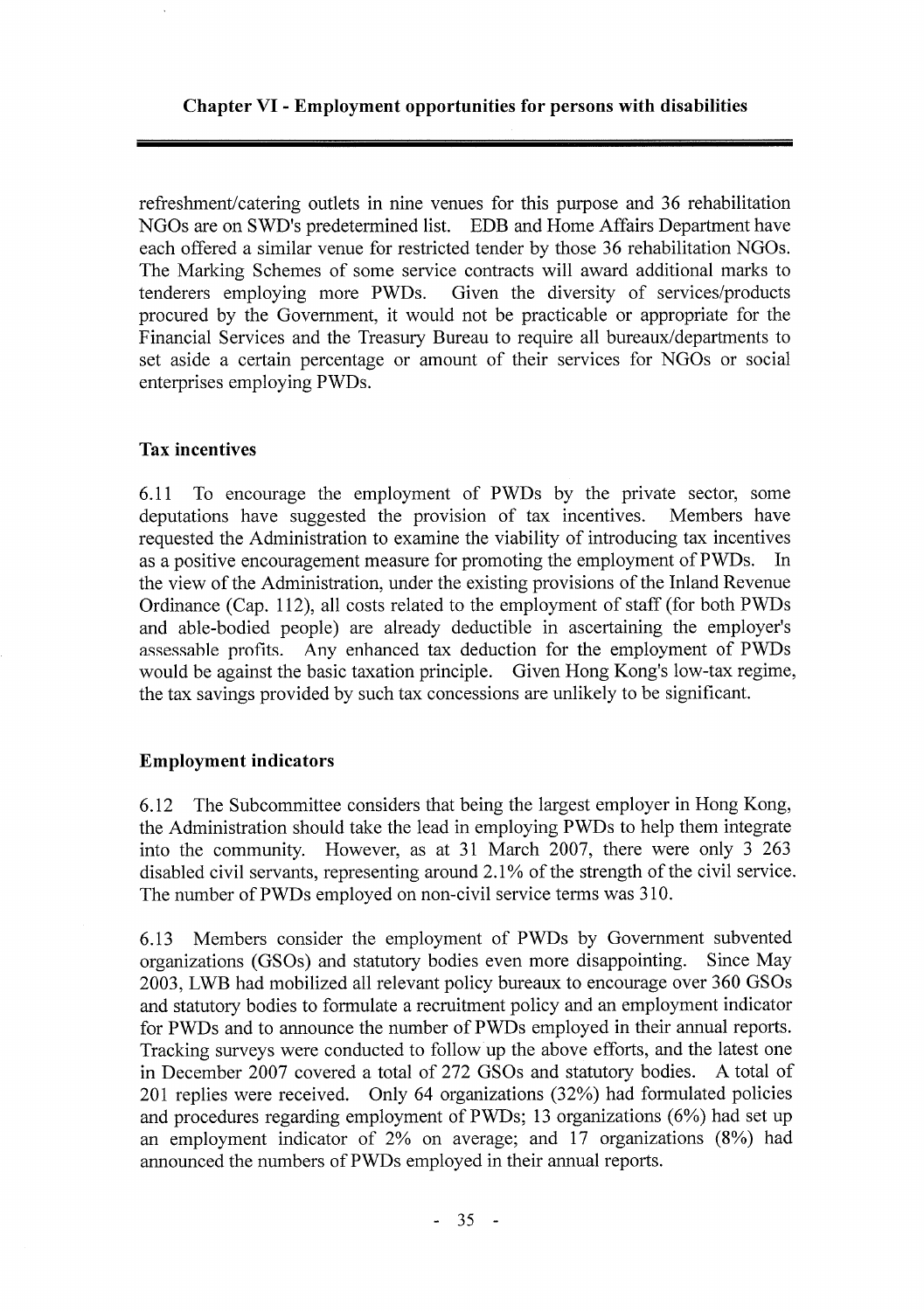refreshment/catering outlets in nine venues for this purpose and 36 rehabilitation NGOs are on SWD's predetermined list. EDB and Home Affairs Department have each offered a similar venue for restricted tender by those 36 rehabilitation NGOs. The Marking Schemes of some service contracts will award additional marks to tenderers employing more PWDs. Given the diversity of services/products procured by the Government, it would not be practicable or appropriate for the Financial Services and the Treasury Bureau to require all bureaux/departments to set aside a certain percentage or amount of their services for NGOs or social enterprises employing PWDs.

### Tax incentives

6.11 To encourage the employment of PWDs by the private sector, some deputations have suggested the provision of tax incentives. Members have requested the Administration to examine the viability of introducing tax incentives as a positive encouragement measure for promoting the employment of PWDs. In the view of the Administration, under the existing provisions of the Inland Revenue Ordinance (Cap. 112), all costs related to the employment of staff (for both PWDs and able-bodied people) are already deductible in ascertaining the employer's assessable profits. Any enhanced tax deduction for the employment of PWDs would be against the basic taxation principle. Given Hong Kong's low-tax regime, the tax savings provided by such tax concessions are unlikely to be significant.

### Employment indicators

6.12 The Subcommittee considers that being the largest employer in Hong Kong, the Administration should take the lead in employing PWDs to help them integrate into the community. However, as at 31 March 2007, there were only 3 263 disabled civil servants, representing around 2.1% of the strength of the civil service. The number of PWDs employed on non-civil service terms was 310.

6.13 Members consider the employment of PWDs by Government subvented organizations (GSOs) and statutory bodies even more disappointing. Since May 2003, LWB had mobilized all relevant policy bureaux to encourage over 360 GSOs and statutory bodies to formulate a recruitment policy and an employment indicator for PWDs and to announce the number of PWDs employed in their annual reports. Tracking surveys were conducted to follow up the above efforts, and the latest one in December 2007 covered a total of 272 GSOs and statutory bodies. A total of 201 replies were received. Only 64 organizations (32%) had formulated policies and procedures regarding employment of PWDs; 13 organizations (6%) had set up an employment indicator of 2% on average; and 17 organizations (8%) had announced the numbers of PWDs employed in their annual reports.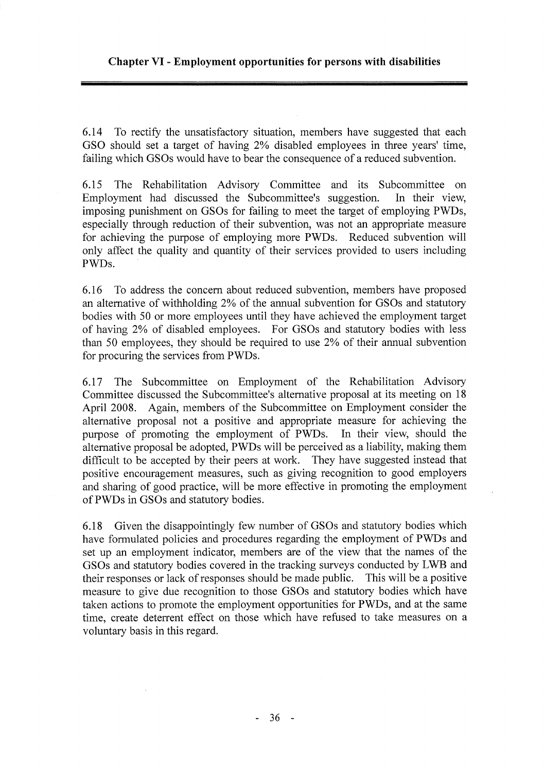**Chapter VI - Employment opportunities for persons with disabilities**

6.14 To rectify the unsatisfactory situation, members have suggested that each GSO should set a target of having 2% disabled employees in three years' time, failing which GSOs would have to bear the consequence of a reduced subvention.

6.15 The Rehabilitation Advisory Committee and its Subcommittee on Employment had discussed the Subcommittee's suggestion. In their view, imposing punishment on GSOs for failing to meet the target of employing PWDs, especially through reduction of their subvention, was not an appropriate measure for achieving the purpose of employing more PWDs. Reduced subvention will only affect the quality and quantity of their services provided to users including PWDs.

6.16 To address the concern about reduced subvention, members have proposed an alternative of withholding 2% of the annual subvention for GSOs and statutory bodies with 50 or more employees until they have achieved the employment target of having 2% of disabled employees. For GSOs and statutory bodies with less than 50 employees, they should be required to use 2% of their annual subvention for procuring the services from PWDs.

6.17 The Subcommittee on Employment of the Rehabilitation Advisory Committee discussed the Subcommittee's alternative proposal at its meeting on 18 April 2008. Again, members of the Subcommittee on Employment consider the alternative proposal not a positive and appropriate measure for achieving the purpose of promoting the employment of PWDs. In their view, should the alternative proposal be adopted, PWDs will be perceived as a liability, making them difficult to be accepted by their peers at work. They have suggested instead that positive encouragement measures, such as giving recognition to good employers and sharing of good practice, will be more effective in promoting the employment of PWDs in GSOs and statutory bodies.

6.18 Given the disappointingly few number of GSOs and statutory bodies which have formulated policies and procedures regarding the employment of PWDs and set up an employment indicator, members are of the view that the names of the GSOs and statutory bodies covered in the tracking surveys conducted by LWB and their responses or lack of responses should be made public. This will be a positive measure to give due recognition to those GSOs and statutory bodies which have taken actions to promote the employment opportunities for PWDs, and at the same time, create deterrent effect on those which have refused to take measures on a voluntary basis in this regard.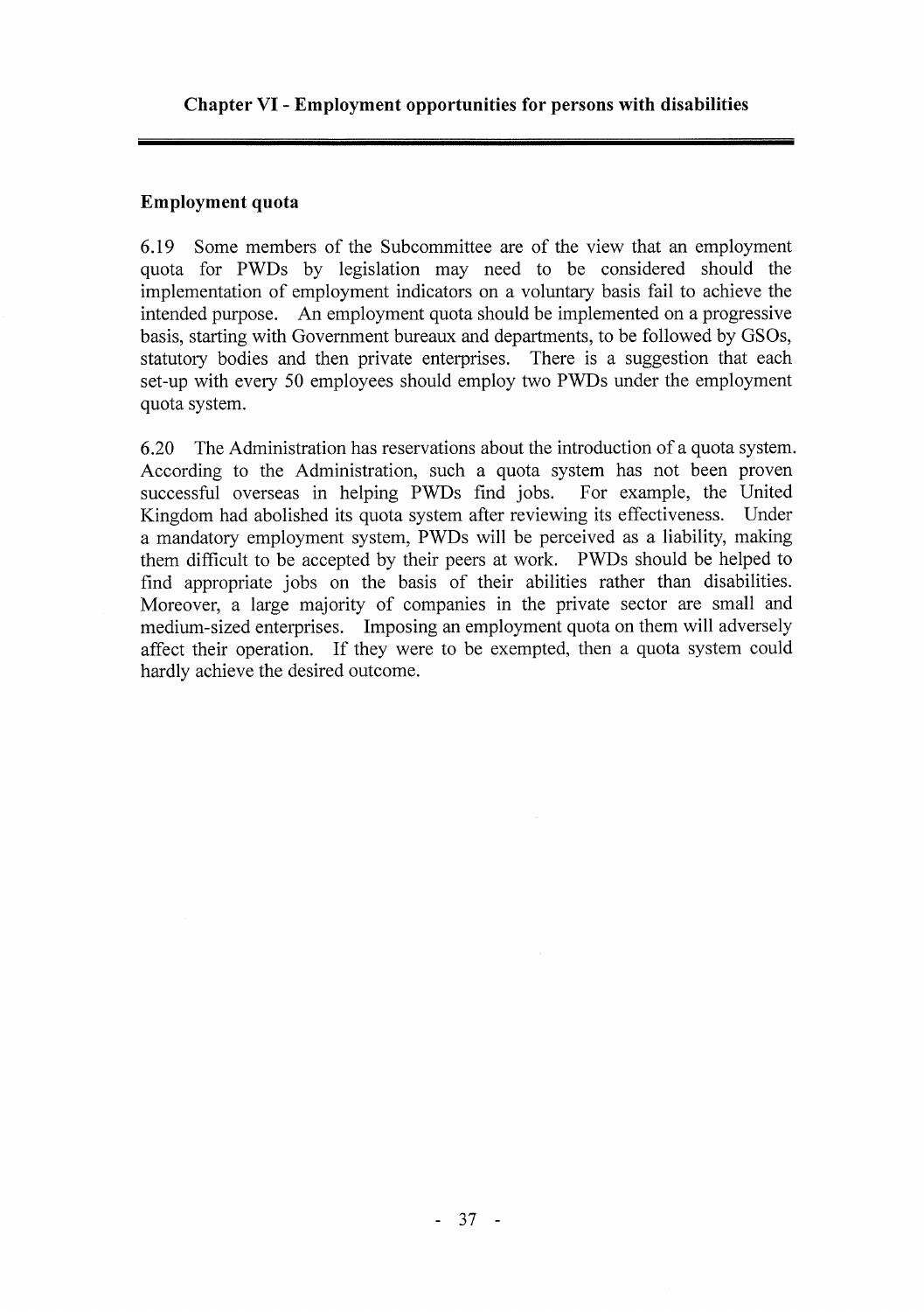## Chapter VI - Employment opportunities for persons with disabilities

### Employment quota

6.19 Some members of the Subcommittee are of the view that an employment quota for PWDs by legislation may need to be considered should the implementation of employment indicators on a voluntary basis fail to achieve the intended purpose. An employment quota should be implemented on a progressive basis, starting with Government bureaux and departments, to be followed by GSOs, statutory bodies and then private enterprises. There is a suggestion that each set-up with every 50 employees should employ two PWDs under the employment quota system.

6.20 The Administration has reservations about the introduction of a quota system. According to the Administration, such a quota system has not been proven successful overseas in helping PWDs find jobs. For example, the United Kingdom had abolished its quota system after reviewing its effectiveness. Under a mandatory employment system, PWDs will be perceived as a liability, making them difficult to be accepted by their peers at work. PWDs should be helped to find appropriate jobs on the basis of their abilities rather than disabilities. Moreover, a large majority of companies in the private sector are small and medium-sized enterprises. Imposing an employment quota on them will adversely affect their operation. If they were to be exempted, then a quota system could hardly achieve the desired outcome.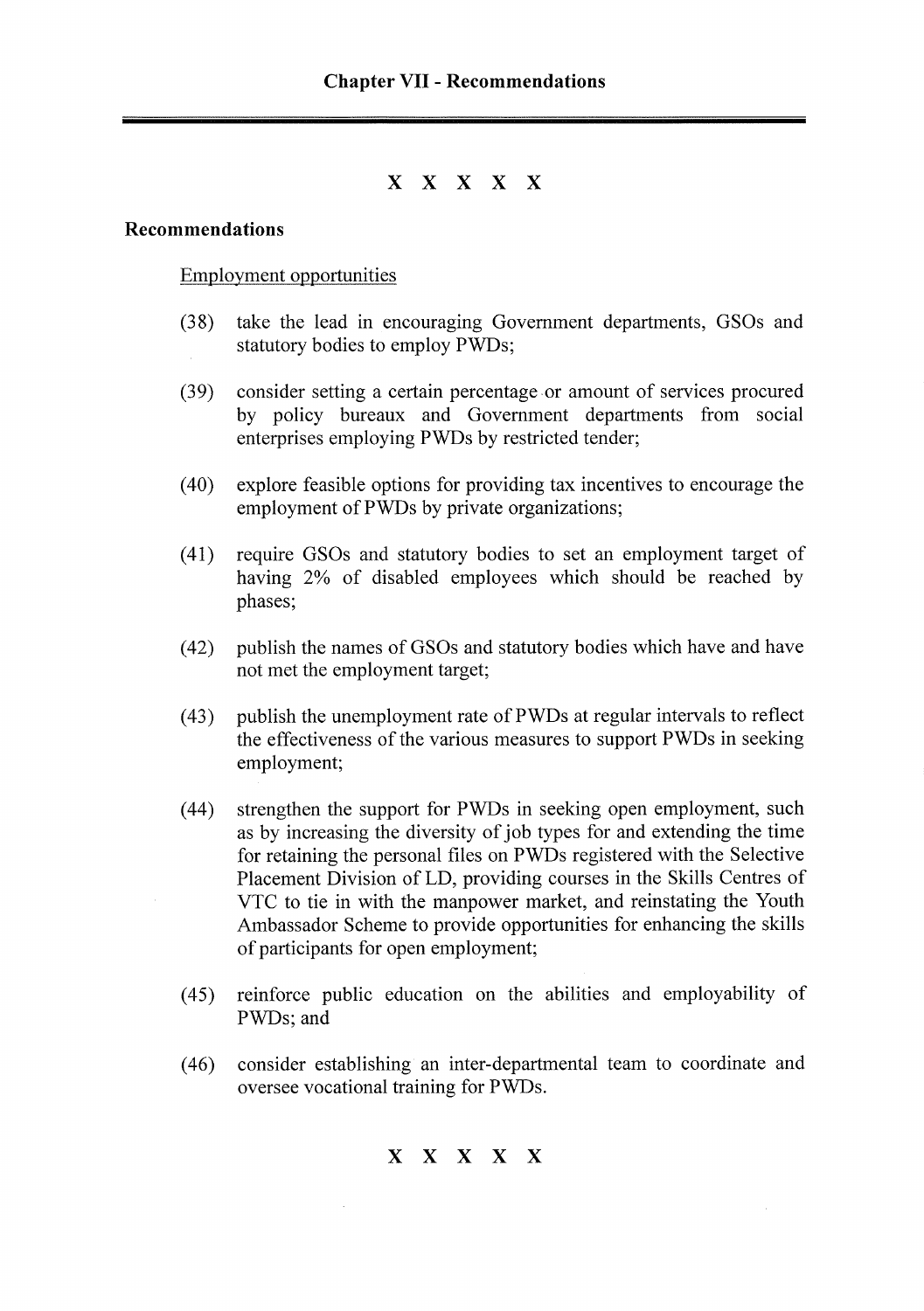## Chapter VII - Recommendations

X X X X X

**Recommendations**

Employment opportunities

(38) take the lead in encouraging Government departments, GSOs and statutory bodies to employ PWDs;

(39) consider setting a certain percentage or amount of services procured by policy bureaux and Government departments from social enterprises employing PWDs by restricted tender;

(40) explore feasible options for providing tax incentives to encourage the employment of PWDs by private organizations;

(41) require GSOs and statutory bodies to set an employment target of having 2% of disabled employees which should be reached by phases;

(42) publish the names of GSOs and statutory bodies which have and have not met the employment target;

(43) publish the unemployment rate of PWDs at regular intervals to reflect the effectiveness of the various measures to support PWDs in seeking employment;

(44) strengthen the support for PWDs in seeking open employment, such as by increasing the diversity of job types for and extending the time for retaining the personal files on PWDs registered with the Selective Placement Division of LD, providing courses in the Skills Centres of VTC to tie in with the manpower market, and reinstating the Youth Ambassador Scheme to provide opportunities for enhancing the skills of participants for open employment;

(45) reinforce public education on the abilities and employability of PWDs; and

(46) consider establishing an inter-departmental team to coordinate and oversee vocational training for PWDs.

X X X X X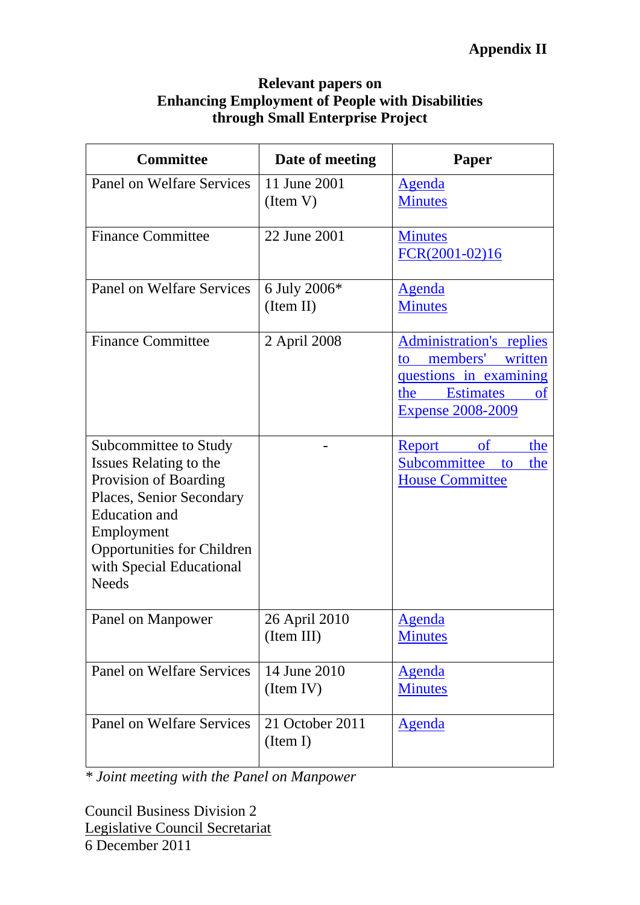**Appendix II**

**Relevant papers on**
**Enhancing Employment of People with Disabilities**
**through Small Enterprise Project**

| Committee | Date of meeting | Paper |
|---|---|---|
| Panel on Welfare Services | 11 June 2001 (Item V) | Agenda<br>Minutes |
| Finance Committee | 22 June 2001 | Minutes<br>FCR(2001-02)16 |
| Panel on Welfare Services | 6 July 2006* (Item II) | Agenda<br>Minutes |
| Finance Committee | 2 April 2008 | Administration's replies to members' written questions in examining the Estimates of Expense 2008-2009 |
| Subcommittee to Study Issues Relating to the Provision of Boarding Places, Senior Secondary Education and Employment Opportunities for Children with Special Educational Needs | - | Report of the Subcommittee to the House Committee |
| Panel on Manpower | 26 April 2010 (Item III) | Agenda<br>Minutes |
| Panel on Welfare Services | 14 June 2010 (Item IV) | Agenda<br>Minutes |
| Panel on Welfare Services | 21 October 2011 (Item I) | Agenda |

*\* Joint meeting with the Panel on Manpower*

Council Business Division 2
Legislative Council Secretariat
6 December 2011